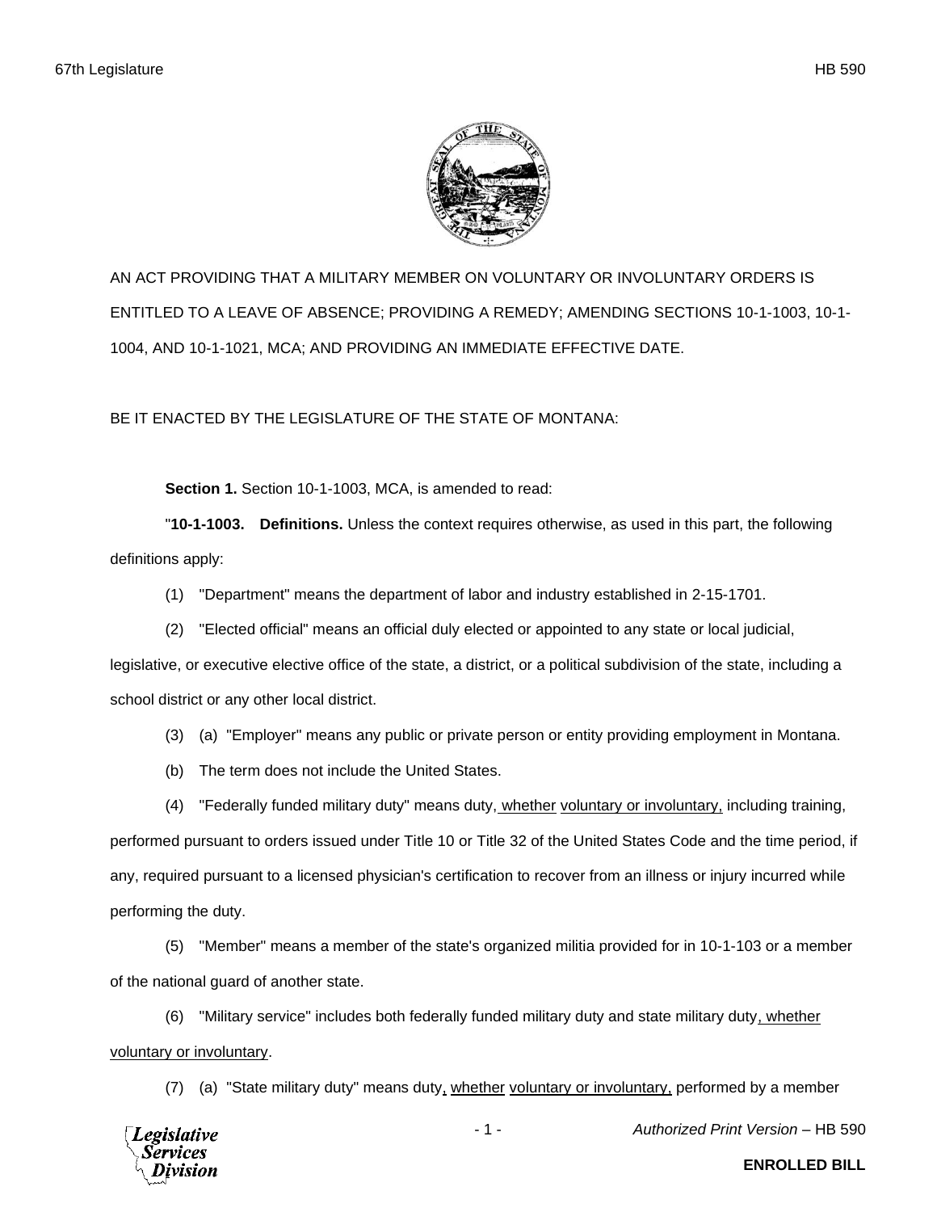AN ACT PROVIDING THAT A MILITARY MEMBER ON VOLUNTARY OR INVOLUNTARY ORDERS IS ENTITLED TO A LEAVE OF ABSENCE; PROVIDING A REMEDY; AMENDING SECTIONS 10-1-1003, 10-1-1004, AND 10-1-1021, MCA; AND PROVIDING AN IMMEDIATE EFFECTIVE DATE.

BE IT ENACTED BY THE LEGISLATURE OF THE STATE OF MONTANA:

**Section 1.** Section 10-1-1003, MCA, is amended to read:

"**10-1-1003. Definitions.** Unless the context requires otherwise, as used in this part, the following definitions apply:

(1) "Department" means the department of labor and industry established in 2-15-1701.

(2) "Elected official" means an official duly elected or appointed to any state or local judicial, legislative, or executive elective office of the state, a district, or a political subdivision of the state, including a school district or any other local district.

(3) (a) "Employer" means any public or private person or entity providing employment in Montana.

(b) The term does not include the United States.

(4) "Federally funded military duty" means duty, whether voluntary or involuntary, including training, performed pursuant to orders issued under Title 10 or Title 32 of the United States Code and the time period, if any, required pursuant to a licensed physician's certification to recover from an illness or injury incurred while performing the duty.

(5) "Member" means a member of the state's organized militia provided for in 10-1-103 or a member of the national guard of another state.

(6) "Military service" includes both federally funded military duty and state military duty, whether voluntary or involuntary.

(7) (a) "State military duty" means duty, whether voluntary or involuntary, performed by a member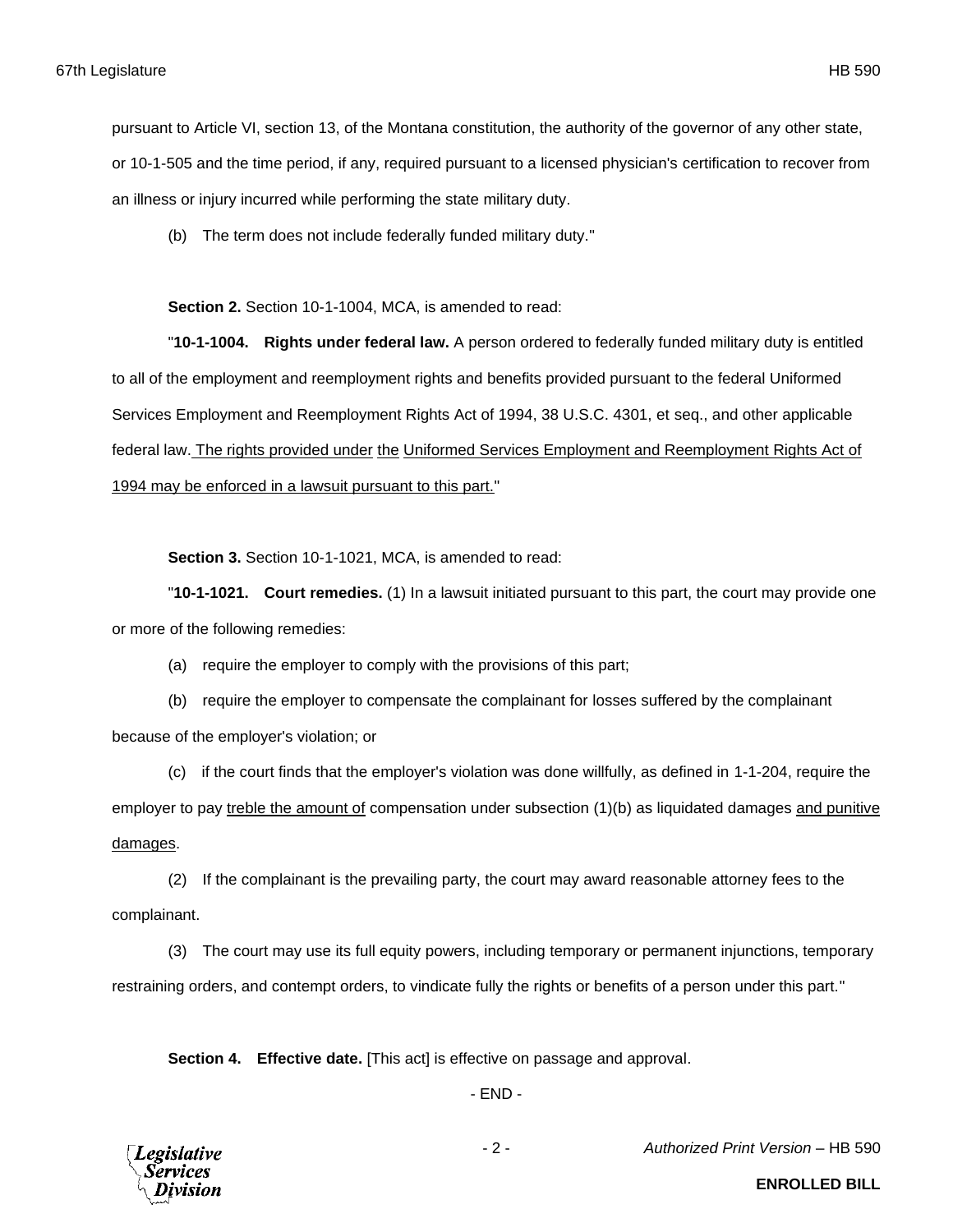pursuant to Article VI, section 13, of the Montana constitution, the authority of the governor of any other state, or 10-1-505 and the time period, if any, required pursuant to a licensed physician's certification to recover from an illness or injury incurred while performing the state military duty.

(b) The term does not include federally funded military duty."

**Section 2.** Section 10-1-1004, MCA, is amended to read:

"**10-1-1004. Rights under federal law.** A person ordered to federally funded military duty is entitled to all of the employment and reemployment rights and benefits provided pursuant to the federal Uniformed Services Employment and Reemployment Rights Act of 1994, 38 U.S.C. 4301, et seq., and other applicable federal law. <u>The rights provided under the Uniformed Services Employment and Reemployment Rights Act of 1994 may be enforced in a lawsuit pursuant to this part.</u>"

**Section 3.** Section 10-1-1021, MCA, is amended to read:

"**10-1-1021. Court remedies.** (1) In a lawsuit initiated pursuant to this part, the court may provide one or more of the following remedies:

(a) require the employer to comply with the provisions of this part;

(b) require the employer to compensate the complainant for losses suffered by the complainant because of the employer's violation; or

(c) if the court finds that the employer's violation was done willfully, as defined in 1-1-204, require the employer to pay <u>treble the amount of</u> compensation under subsection (1)(b) as liquidated damages <u>and punitive damages</u>.

(2) If the complainant is the prevailing party, the court may award reasonable attorney fees to the complainant.

(3) The court may use its full equity powers, including temporary or permanent injunctions, temporary restraining orders, and contempt orders, to vindicate fully the rights or benefits of a person under this part."

**Section 4. Effective date.** [This act] is effective on passage and approval.

- END -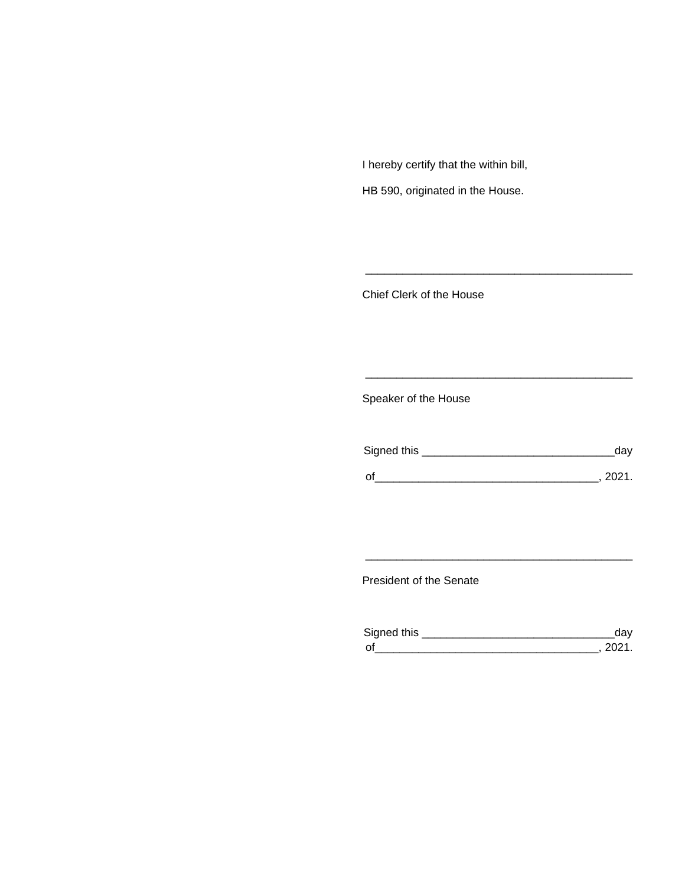I hereby certify that the within bill,

HB 590, originated in the House.

\_\_\_\_\_\_\_\_\_\_\_\_\_\_\_\_\_\_\_\_\_\_\_\_\_\_\_\_\_\_\_\_\_\_\_\_\_\_\_\_\_\_\_\_\_

Chief Clerk of the House

\_\_\_\_\_\_\_\_\_\_\_\_\_\_\_\_\_\_\_\_\_\_\_\_\_\_\_\_\_\_\_\_\_\_\_\_\_\_\_\_\_\_\_\_\_

Speaker of the House

Signed this \_\_\_\_\_\_\_\_\_\_\_\_\_\_\_\_\_\_\_\_\_\_\_\_\_\_\_\_\_\_\_day

of\_\_\_\_\_\_\_\_\_\_\_\_\_\_\_\_\_\_\_\_\_\_\_\_\_\_\_\_\_\_\_\_\_\_\_\_, 2021.

\_\_\_\_\_\_\_\_\_\_\_\_\_\_\_\_\_\_\_\_\_\_\_\_\_\_\_\_\_\_\_\_\_\_\_\_\_\_\_\_\_\_\_\_\_

President of the Senate

Signed this \_\_\_\_\_\_\_\_\_\_\_\_\_\_\_\_\_\_\_\_\_\_\_\_\_\_\_\_\_\_\_day
of\_\_\_\_\_\_\_\_\_\_\_\_\_\_\_\_\_\_\_\_\_\_\_\_\_\_\_\_\_\_\_\_\_\_\_\_, 2021.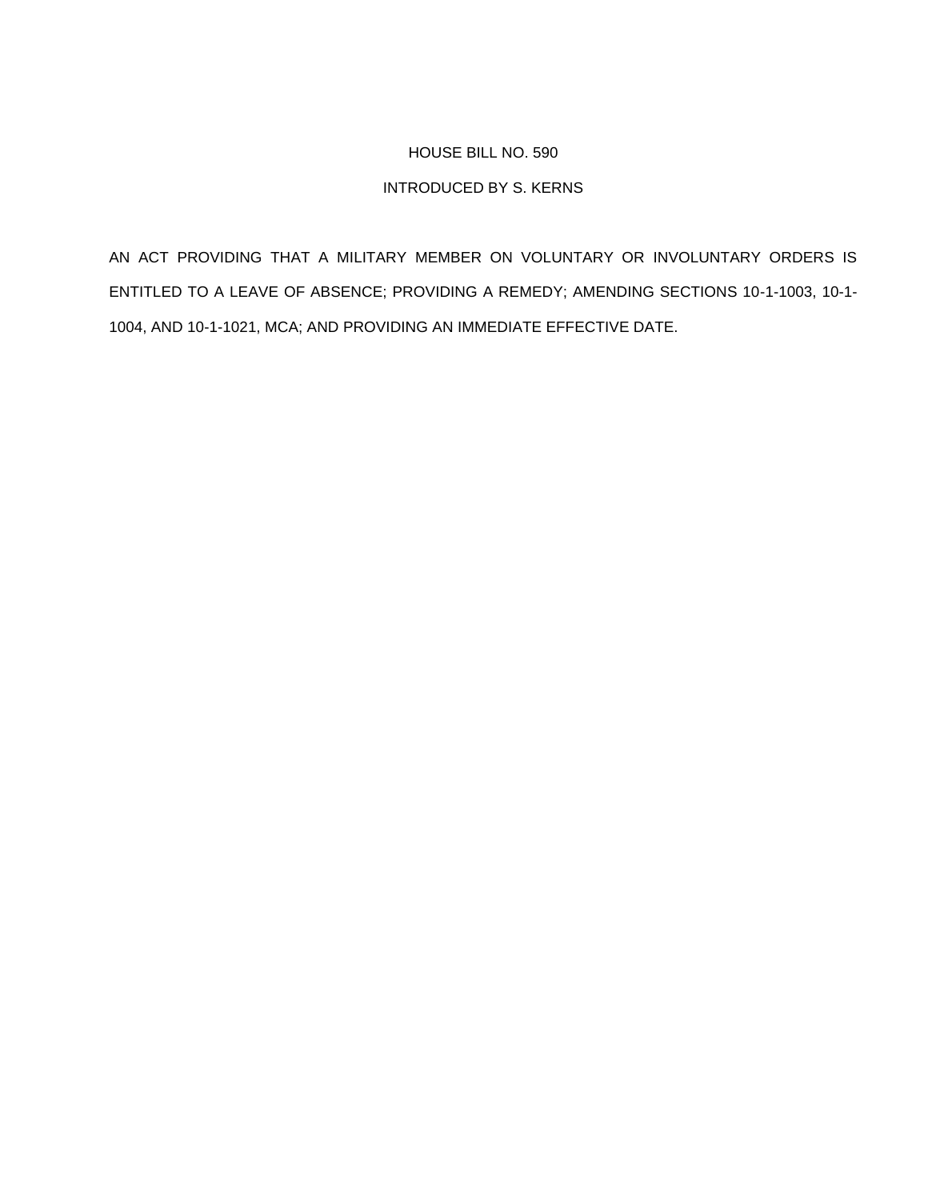HOUSE BILL NO. 590

INTRODUCED BY S. KERNS

AN ACT PROVIDING THAT A MILITARY MEMBER ON VOLUNTARY OR INVOLUNTARY ORDERS IS ENTITLED TO A LEAVE OF ABSENCE; PROVIDING A REMEDY; AMENDING SECTIONS 10-1-1003, 10-1-1004, AND 10-1-1021, MCA; AND PROVIDING AN IMMEDIATE EFFECTIVE DATE.